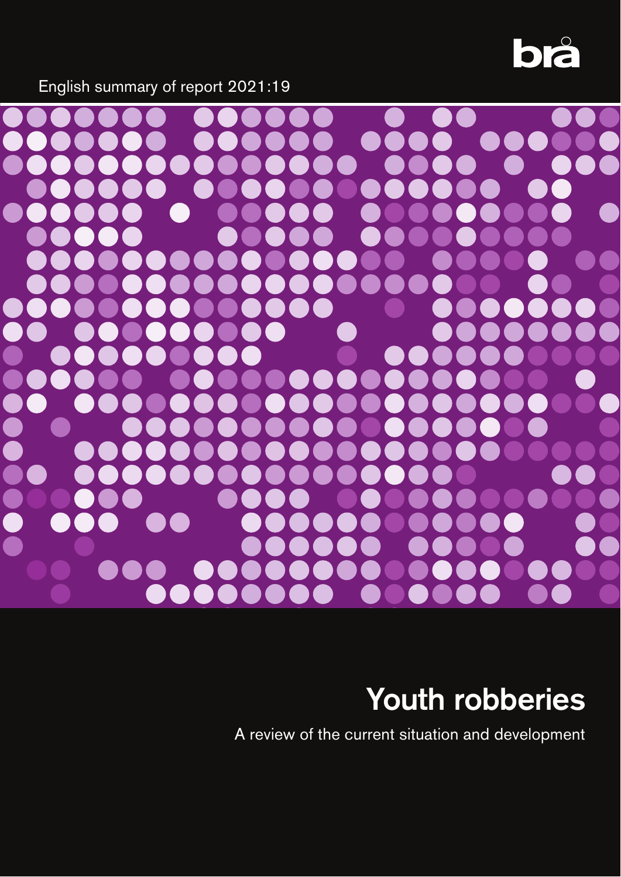brå

English summary of report 2021:19

# Youth robberies

A review of the current situation and development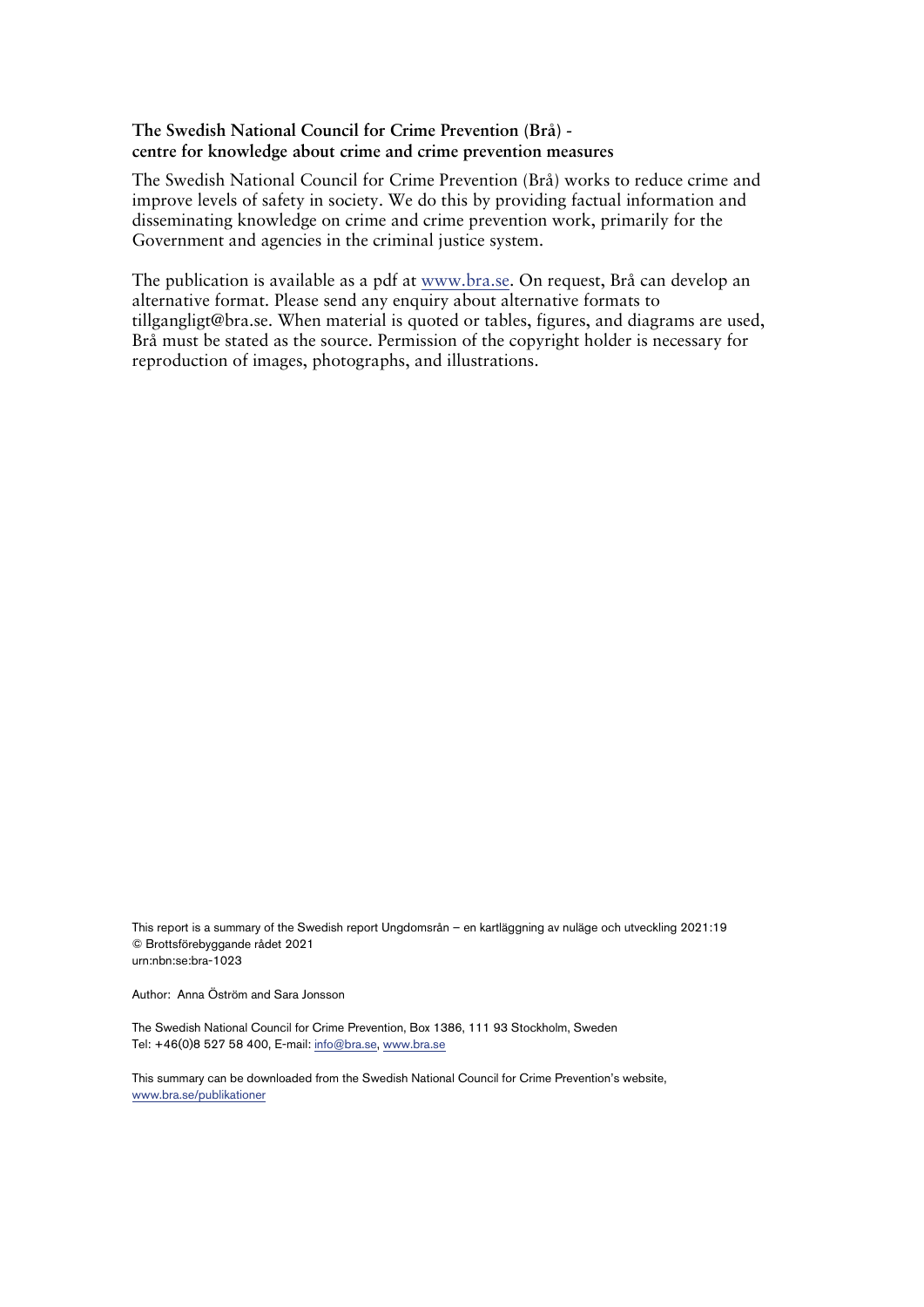**The Swedish National Council for Crime Prevention (Brå) - centre for knowledge about crime and crime prevention measures**

The Swedish National Council for Crime Prevention (Brå) works to reduce crime and improve levels of safety in society. We do this by providing factual information and disseminating knowledge on crime and crime prevention work, primarily for the Government and agencies in the criminal justice system.

The publication is available as a pdf at www.bra.se. On request, Brå can develop an alternative format. Please send any enquiry about alternative formats to tillgangligt@bra.se. When material is quoted or tables, figures, and diagrams are used, Brå must be stated as the source. Permission of the copyright holder is necessary for reproduction of images, photographs, and illustrations.

This report is a summary of the Swedish report Ungdomsrån – en kartläggning av nuläge och utveckling 2021:19
© Brottsförebyggande rådet 2021
urn:nbn:se:bra-1023

Author: Anna Öström and Sara Jonsson

The Swedish National Council for Crime Prevention, Box 1386, 111 93 Stockholm, Sweden
Tel: +46(0)8 527 58 400, E-mail: info@bra.se, www.bra.se

This summary can be downloaded from the Swedish National Council for Crime Prevention's website, www.bra.se/publikationer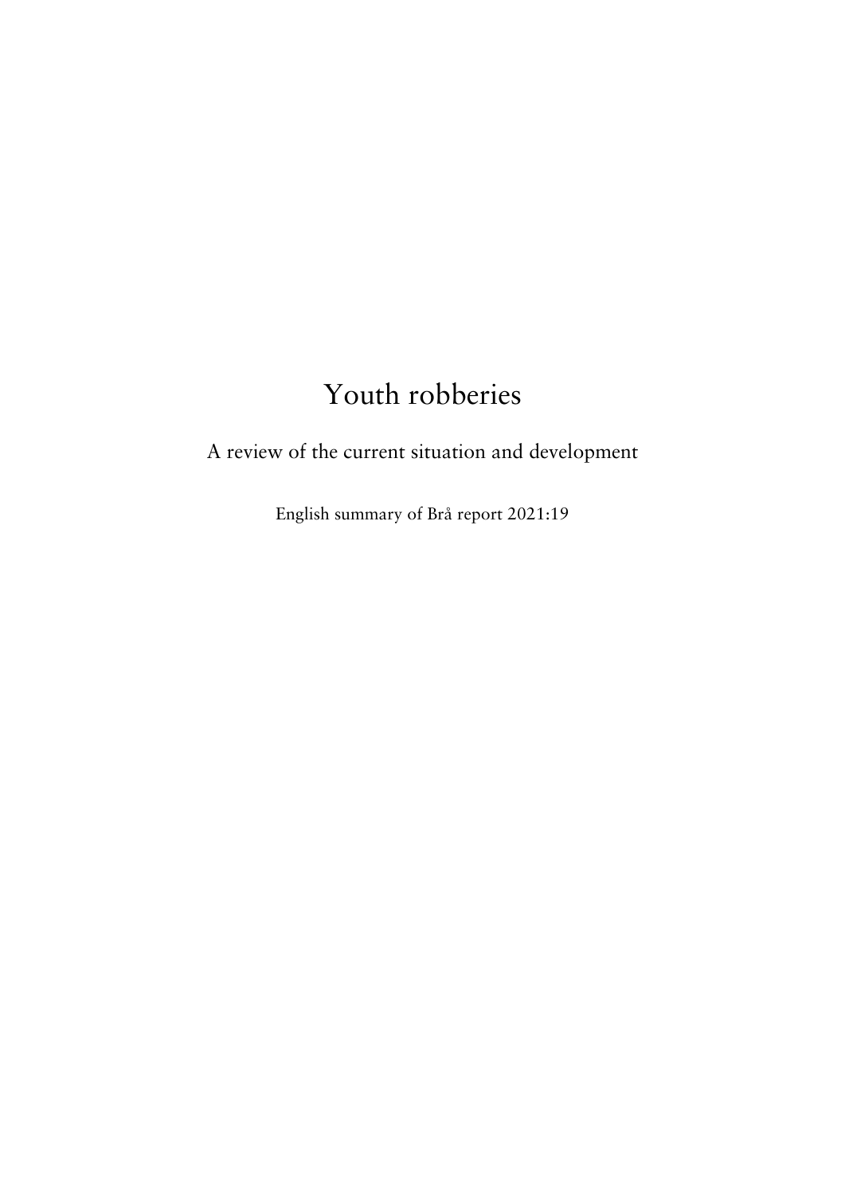# Youth robberies

A review of the current situation and development

English summary of Brå report 2021:19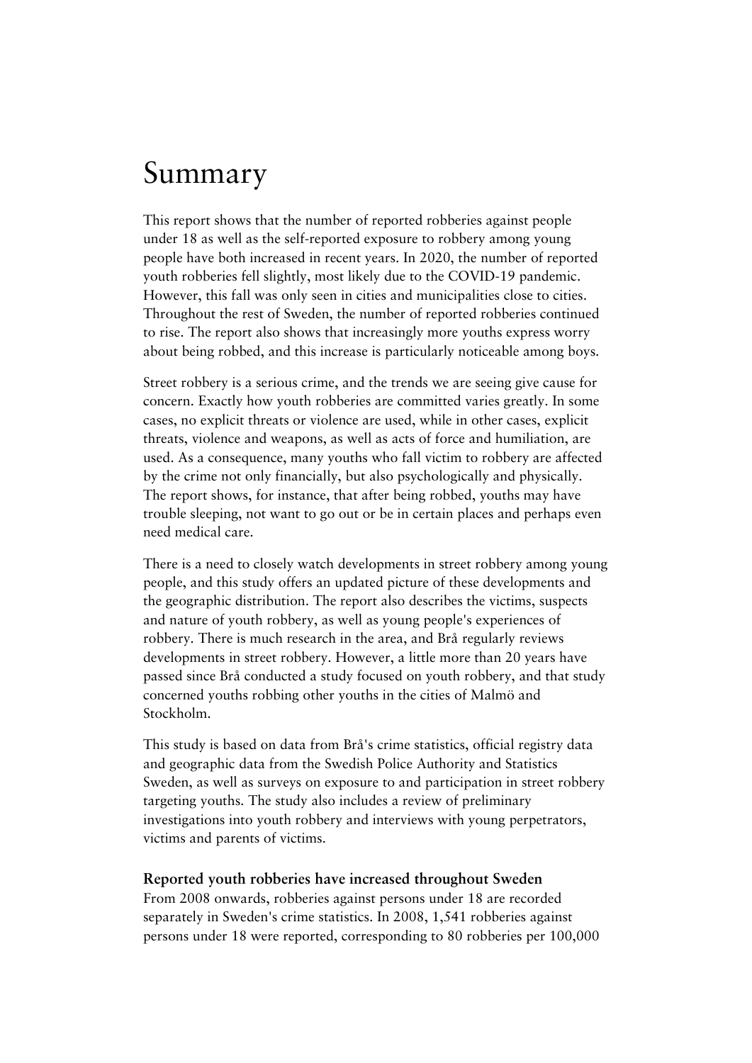# Summary

This report shows that the number of reported robberies against people under 18 as well as the self-reported exposure to robbery among young people have both increased in recent years. In 2020, the number of reported youth robberies fell slightly, most likely due to the COVID-19 pandemic. However, this fall was only seen in cities and municipalities close to cities. Throughout the rest of Sweden, the number of reported robberies continued to rise. The report also shows that increasingly more youths express worry about being robbed, and this increase is particularly noticeable among boys.

Street robbery is a serious crime, and the trends we are seeing give cause for concern. Exactly how youth robberies are committed varies greatly. In some cases, no explicit threats or violence are used, while in other cases, explicit threats, violence and weapons, as well as acts of force and humiliation, are used. As a consequence, many youths who fall victim to robbery are affected by the crime not only financially, but also psychologically and physically. The report shows, for instance, that after being robbed, youths may have trouble sleeping, not want to go out or be in certain places and perhaps even need medical care.

There is a need to closely watch developments in street robbery among young people, and this study offers an updated picture of these developments and the geographic distribution. The report also describes the victims, suspects and nature of youth robbery, as well as young people's experiences of robbery. There is much research in the area, and Brå regularly reviews developments in street robbery. However, a little more than 20 years have passed since Brå conducted a study focused on youth robbery, and that study concerned youths robbing other youths in the cities of Malmö and Stockholm.

This study is based on data from Brå's crime statistics, official registry data and geographic data from the Swedish Police Authority and Statistics Sweden, as well as surveys on exposure to and participation in street robbery targeting youths. The study also includes a review of preliminary investigations into youth robbery and interviews with young perpetrators, victims and parents of victims.

### Reported youth robberies have increased throughout Sweden

From 2008 onwards, robberies against persons under 18 are recorded separately in Sweden's crime statistics. In 2008, 1,541 robberies against persons under 18 were reported, corresponding to 80 robberies per 100,000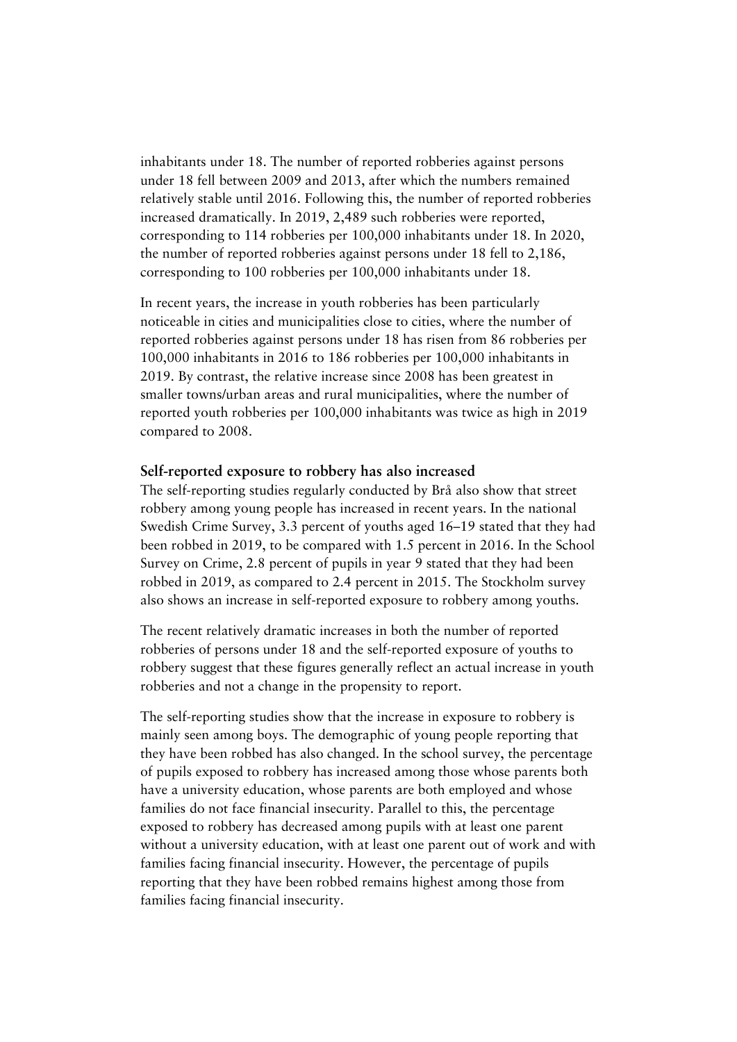inhabitants under 18. The number of reported robberies against persons under 18 fell between 2009 and 2013, after which the numbers remained relatively stable until 2016. Following this, the number of reported robberies increased dramatically. In 2019, 2,489 such robberies were reported, corresponding to 114 robberies per 100,000 inhabitants under 18. In 2020, the number of reported robberies against persons under 18 fell to 2,186, corresponding to 100 robberies per 100,000 inhabitants under 18.

In recent years, the increase in youth robberies has been particularly noticeable in cities and municipalities close to cities, where the number of reported robberies against persons under 18 has risen from 86 robberies per 100,000 inhabitants in 2016 to 186 robberies per 100,000 inhabitants in 2019. By contrast, the relative increase since 2008 has been greatest in smaller towns/urban areas and rural municipalities, where the number of reported youth robberies per 100,000 inhabitants was twice as high in 2019 compared to 2008.

### Self-reported exposure to robbery has also increased

The self-reporting studies regularly conducted by Brå also show that street robbery among young people has increased in recent years. In the national Swedish Crime Survey, 3.3 percent of youths aged 16–19 stated that they had been robbed in 2019, to be compared with 1.5 percent in 2016. In the School Survey on Crime, 2.8 percent of pupils in year 9 stated that they had been robbed in 2019, as compared to 2.4 percent in 2015. The Stockholm survey also shows an increase in self-reported exposure to robbery among youths.

The recent relatively dramatic increases in both the number of reported robberies of persons under 18 and the self-reported exposure of youths to robbery suggest that these figures generally reflect an actual increase in youth robberies and not a change in the propensity to report.

The self-reporting studies show that the increase in exposure to robbery is mainly seen among boys. The demographic of young people reporting that they have been robbed has also changed. In the school survey, the percentage of pupils exposed to robbery has increased among those whose parents both have a university education, whose parents are both employed and whose families do not face financial insecurity. Parallel to this, the percentage exposed to robbery has decreased among pupils with at least one parent without a university education, with at least one parent out of work and with families facing financial insecurity. However, the percentage of pupils reporting that they have been robbed remains highest among those from families facing financial insecurity.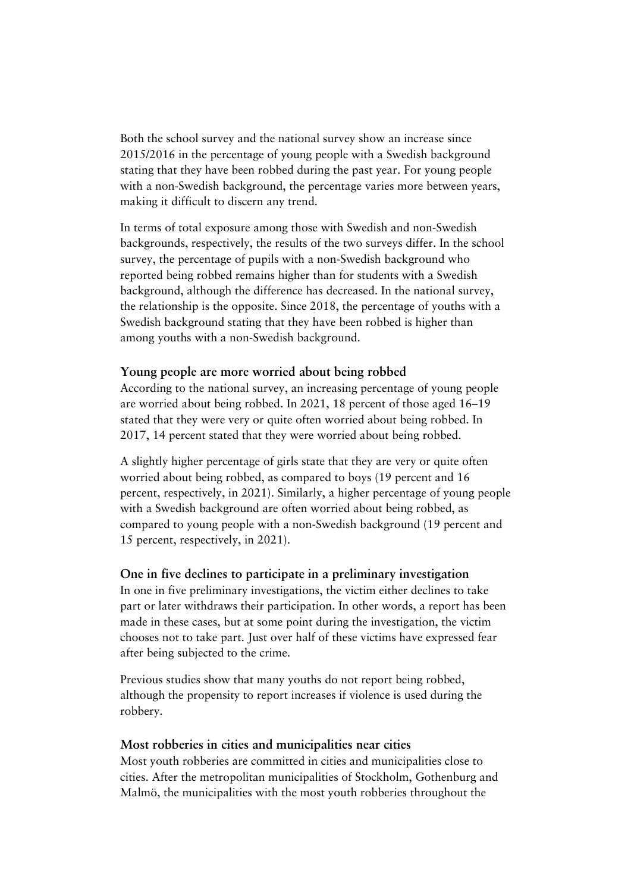Both the school survey and the national survey show an increase since 2015/2016 in the percentage of young people with a Swedish background stating that they have been robbed during the past year. For young people with a non-Swedish background, the percentage varies more between years, making it difficult to discern any trend.

In terms of total exposure among those with Swedish and non-Swedish backgrounds, respectively, the results of the two surveys differ. In the school survey, the percentage of pupils with a non-Swedish background who reported being robbed remains higher than for students with a Swedish background, although the difference has decreased. In the national survey, the relationship is the opposite. Since 2018, the percentage of youths with a Swedish background stating that they have been robbed is higher than among youths with a non-Swedish background.

### Young people are more worried about being robbed

According to the national survey, an increasing percentage of young people are worried about being robbed. In 2021, 18 percent of those aged 16–19 stated that they were very or quite often worried about being robbed. In 2017, 14 percent stated that they were worried about being robbed.

A slightly higher percentage of girls state that they are very or quite often worried about being robbed, as compared to boys (19 percent and 16 percent, respectively, in 2021). Similarly, a higher percentage of young people with a Swedish background are often worried about being robbed, as compared to young people with a non-Swedish background (19 percent and 15 percent, respectively, in 2021).

### One in five declines to participate in a preliminary investigation

In one in five preliminary investigations, the victim either declines to take part or later withdraws their participation. In other words, a report has been made in these cases, but at some point during the investigation, the victim chooses not to take part. Just over half of these victims have expressed fear after being subjected to the crime.

Previous studies show that many youths do not report being robbed, although the propensity to report increases if violence is used during the robbery.

### Most robberies in cities and municipalities near cities

Most youth robberies are committed in cities and municipalities close to cities. After the metropolitan municipalities of Stockholm, Gothenburg and Malmö, the municipalities with the most youth robberies throughout the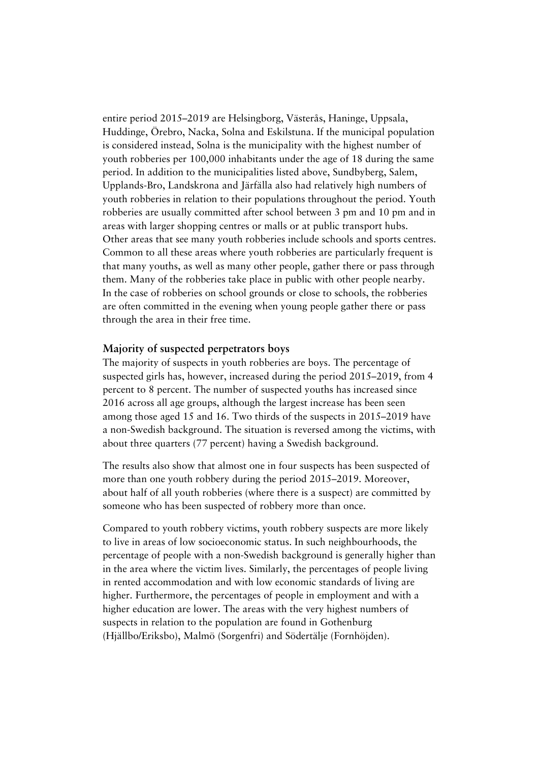entire period 2015–2019 are Helsingborg, Västerås, Haninge, Uppsala, Huddinge, Örebro, Nacka, Solna and Eskilstuna. If the municipal population is considered instead, Solna is the municipality with the highest number of youth robberies per 100,000 inhabitants under the age of 18 during the same period. In addition to the municipalities listed above, Sundbyberg, Salem, Upplands-Bro, Landskrona and Järfälla also had relatively high numbers of youth robberies in relation to their populations throughout the period. Youth robberies are usually committed after school between 3 pm and 10 pm and in areas with larger shopping centres or malls or at public transport hubs. Other areas that see many youth robberies include schools and sports centres. Common to all these areas where youth robberies are particularly frequent is that many youths, as well as many other people, gather there or pass through them. Many of the robberies take place in public with other people nearby. In the case of robberies on school grounds or close to schools, the robberies are often committed in the evening when young people gather there or pass through the area in their free time.

### Majority of suspected perpetrators boys

The majority of suspects in youth robberies are boys. The percentage of suspected girls has, however, increased during the period 2015–2019, from 4 percent to 8 percent. The number of suspected youths has increased since 2016 across all age groups, although the largest increase has been seen among those aged 15 and 16. Two thirds of the suspects in 2015–2019 have a non-Swedish background. The situation is reversed among the victims, with about three quarters (77 percent) having a Swedish background.

The results also show that almost one in four suspects has been suspected of more than one youth robbery during the period 2015–2019. Moreover, about half of all youth robberies (where there is a suspect) are committed by someone who has been suspected of robbery more than once.

Compared to youth robbery victims, youth robbery suspects are more likely to live in areas of low socioeconomic status. In such neighbourhoods, the percentage of people with a non-Swedish background is generally higher than in the area where the victim lives. Similarly, the percentages of people living in rented accommodation and with low economic standards of living are higher. Furthermore, the percentages of people in employment and with a higher education are lower. The areas with the very highest numbers of suspects in relation to the population are found in Gothenburg (Hjällbo/Eriksbo), Malmö (Sorgenfri) and Södertälje (Fornhöjden).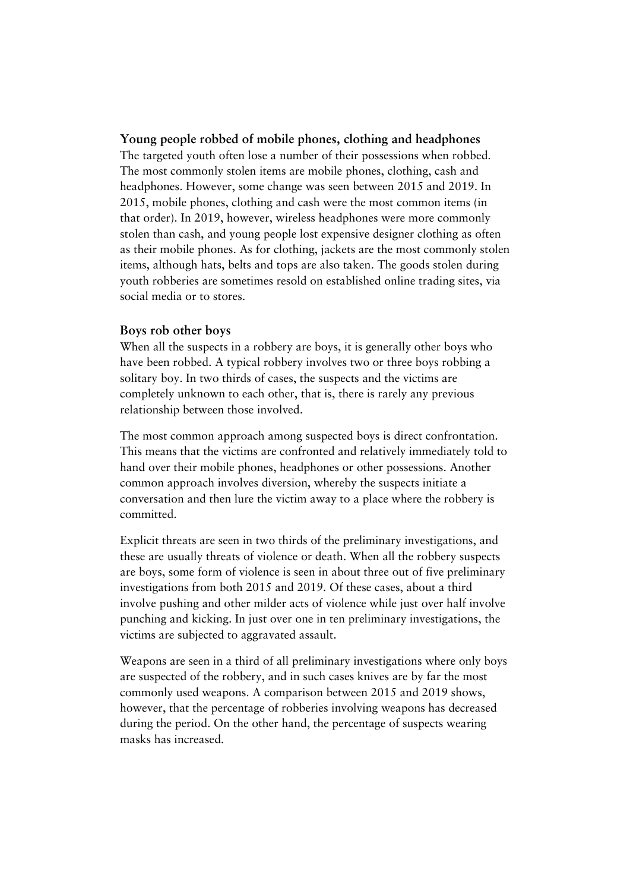### Young people robbed of mobile phones, clothing and headphones

The targeted youth often lose a number of their possessions when robbed. The most commonly stolen items are mobile phones, clothing, cash and headphones. However, some change was seen between 2015 and 2019. In 2015, mobile phones, clothing and cash were the most common items (in that order). In 2019, however, wireless headphones were more commonly stolen than cash, and young people lost expensive designer clothing as often as their mobile phones. As for clothing, jackets are the most commonly stolen items, although hats, belts and tops are also taken. The goods stolen during youth robberies are sometimes resold on established online trading sites, via social media or to stores.

### Boys rob other boys

When all the suspects in a robbery are boys, it is generally other boys who have been robbed. A typical robbery involves two or three boys robbing a solitary boy. In two thirds of cases, the suspects and the victims are completely unknown to each other, that is, there is rarely any previous relationship between those involved.

The most common approach among suspected boys is direct confrontation. This means that the victims are confronted and relatively immediately told to hand over their mobile phones, headphones or other possessions. Another common approach involves diversion, whereby the suspects initiate a conversation and then lure the victim away to a place where the robbery is committed.

Explicit threats are seen in two thirds of the preliminary investigations, and these are usually threats of violence or death. When all the robbery suspects are boys, some form of violence is seen in about three out of five preliminary investigations from both 2015 and 2019. Of these cases, about a third involve pushing and other milder acts of violence while just over half involve punching and kicking. In just over one in ten preliminary investigations, the victims are subjected to aggravated assault.

Weapons are seen in a third of all preliminary investigations where only boys are suspected of the robbery, and in such cases knives are by far the most commonly used weapons. A comparison between 2015 and 2019 shows, however, that the percentage of robberies involving weapons has decreased during the period. On the other hand, the percentage of suspects wearing masks has increased.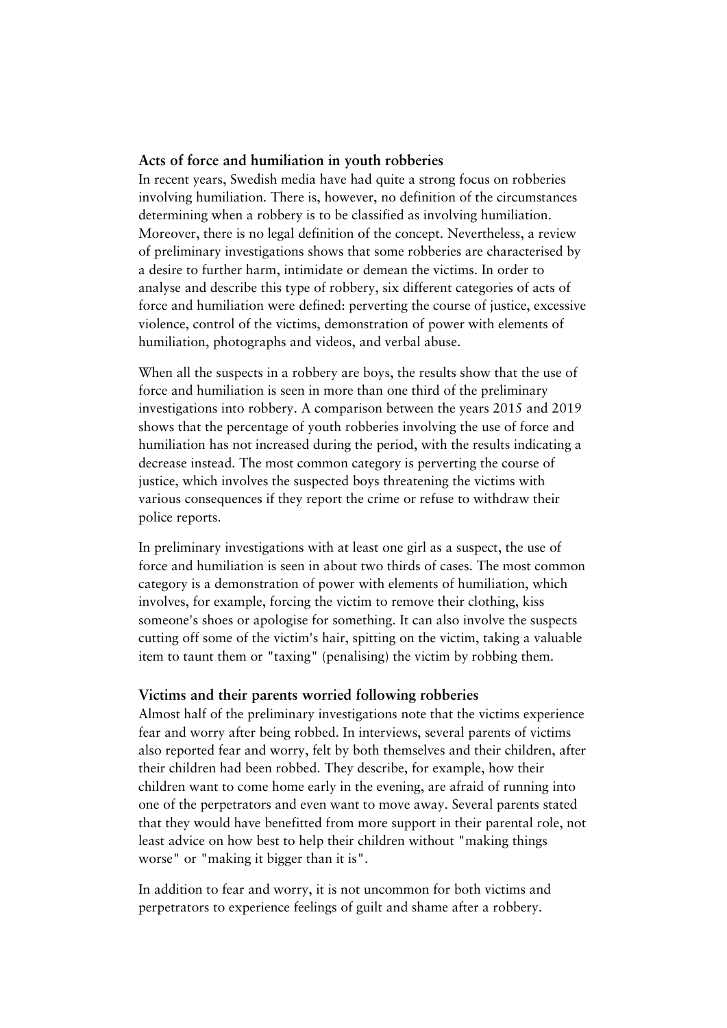### Acts of force and humiliation in youth robberies

In recent years, Swedish media have had quite a strong focus on robberies involving humiliation. There is, however, no definition of the circumstances determining when a robbery is to be classified as involving humiliation. Moreover, there is no legal definition of the concept. Nevertheless, a review of preliminary investigations shows that some robberies are characterised by a desire to further harm, intimidate or demean the victims. In order to analyse and describe this type of robbery, six different categories of acts of force and humiliation were defined: perverting the course of justice, excessive violence, control of the victims, demonstration of power with elements of humiliation, photographs and videos, and verbal abuse.

When all the suspects in a robbery are boys, the results show that the use of force and humiliation is seen in more than one third of the preliminary investigations into robbery. A comparison between the years 2015 and 2019 shows that the percentage of youth robberies involving the use of force and humiliation has not increased during the period, with the results indicating a decrease instead. The most common category is perverting the course of justice, which involves the suspected boys threatening the victims with various consequences if they report the crime or refuse to withdraw their police reports.

In preliminary investigations with at least one girl as a suspect, the use of force and humiliation is seen in about two thirds of cases. The most common category is a demonstration of power with elements of humiliation, which involves, for example, forcing the victim to remove their clothing, kiss someone's shoes or apologise for something. It can also involve the suspects cutting off some of the victim's hair, spitting on the victim, taking a valuable item to taunt them or "taxing" (penalising) the victim by robbing them.

### Victims and their parents worried following robberies

Almost half of the preliminary investigations note that the victims experience fear and worry after being robbed. In interviews, several parents of victims also reported fear and worry, felt by both themselves and their children, after their children had been robbed. They describe, for example, how their children want to come home early in the evening, are afraid of running into one of the perpetrators and even want to move away. Several parents stated that they would have benefitted from more support in their parental role, not least advice on how best to help their children without "making things worse" or "making it bigger than it is".

In addition to fear and worry, it is not uncommon for both victims and perpetrators to experience feelings of guilt and shame after a robbery.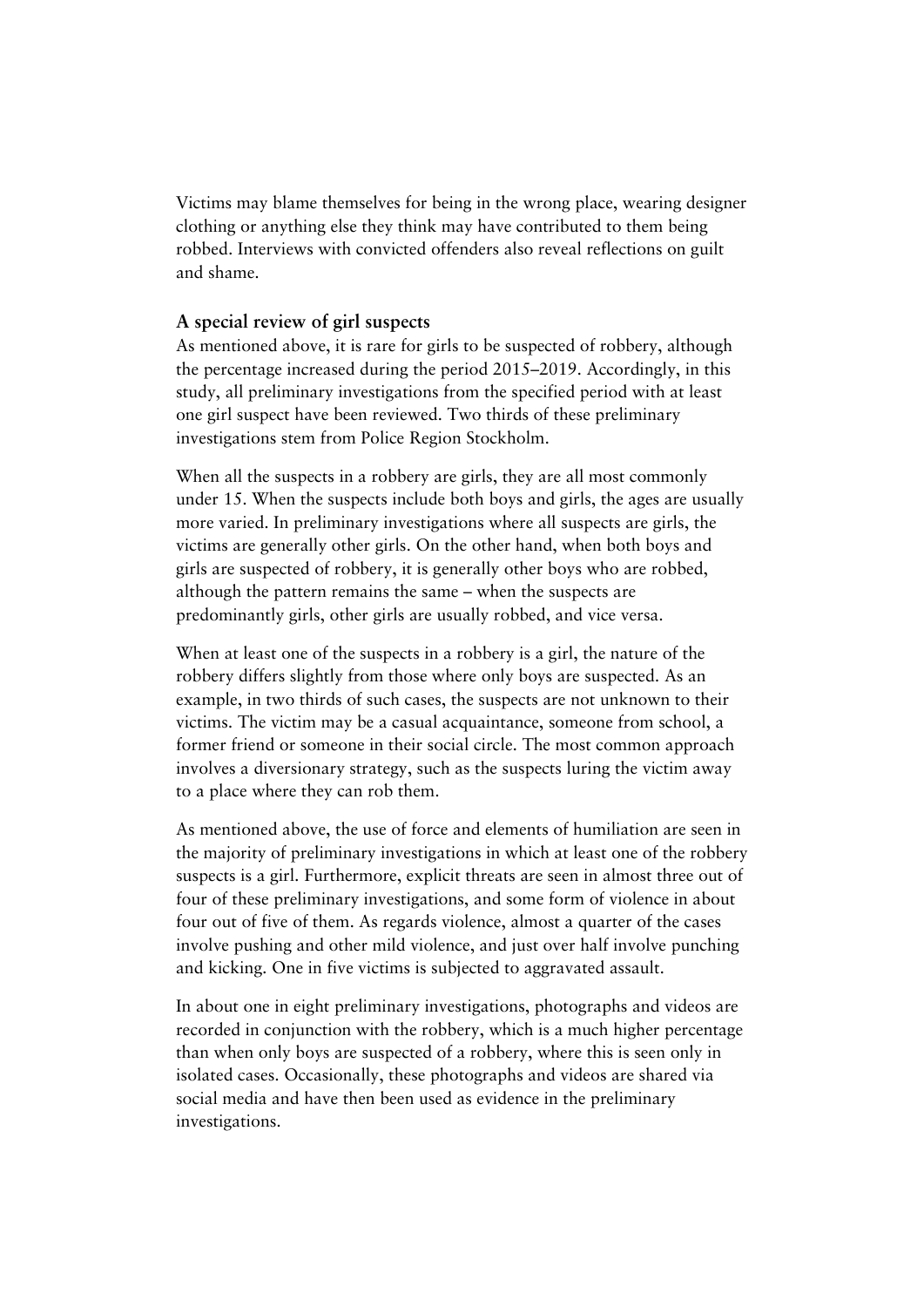Victims may blame themselves for being in the wrong place, wearing designer clothing or anything else they think may have contributed to them being robbed. Interviews with convicted offenders also reveal reflections on guilt and shame.

### A special review of girl suspects

As mentioned above, it is rare for girls to be suspected of robbery, although the percentage increased during the period 2015–2019. Accordingly, in this study, all preliminary investigations from the specified period with at least one girl suspect have been reviewed. Two thirds of these preliminary investigations stem from Police Region Stockholm.

When all the suspects in a robbery are girls, they are all most commonly under 15. When the suspects include both boys and girls, the ages are usually more varied. In preliminary investigations where all suspects are girls, the victims are generally other girls. On the other hand, when both boys and girls are suspected of robbery, it is generally other boys who are robbed, although the pattern remains the same – when the suspects are predominantly girls, other girls are usually robbed, and vice versa.

When at least one of the suspects in a robbery is a girl, the nature of the robbery differs slightly from those where only boys are suspected. As an example, in two thirds of such cases, the suspects are not unknown to their victims. The victim may be a casual acquaintance, someone from school, a former friend or someone in their social circle. The most common approach involves a diversionary strategy, such as the suspects luring the victim away to a place where they can rob them.

As mentioned above, the use of force and elements of humiliation are seen in the majority of preliminary investigations in which at least one of the robbery suspects is a girl. Furthermore, explicit threats are seen in almost three out of four of these preliminary investigations, and some form of violence in about four out of five of them. As regards violence, almost a quarter of the cases involve pushing and other mild violence, and just over half involve punching and kicking. One in five victims is subjected to aggravated assault.

In about one in eight preliminary investigations, photographs and videos are recorded in conjunction with the robbery, which is a much higher percentage than when only boys are suspected of a robbery, where this is seen only in isolated cases. Occasionally, these photographs and videos are shared via social media and have then been used as evidence in the preliminary investigations.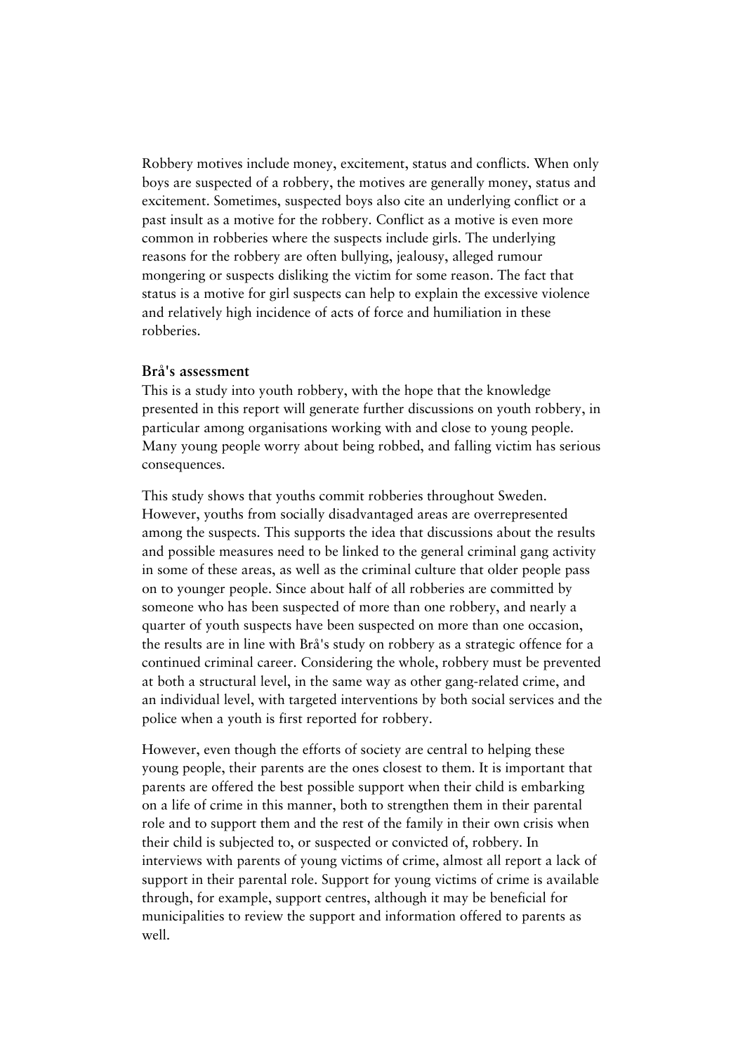Robbery motives include money, excitement, status and conflicts. When only boys are suspected of a robbery, the motives are generally money, status and excitement. Sometimes, suspected boys also cite an underlying conflict or a past insult as a motive for the robbery. Conflict as a motive is even more common in robberies where the suspects include girls. The underlying reasons for the robbery are often bullying, jealousy, alleged rumour mongering or suspects disliking the victim for some reason. The fact that status is a motive for girl suspects can help to explain the excessive violence and relatively high incidence of acts of force and humiliation in these robberies.

**Brå's assessment**

This is a study into youth robbery, with the hope that the knowledge presented in this report will generate further discussions on youth robbery, in particular among organisations working with and close to young people. Many young people worry about being robbed, and falling victim has serious consequences.

This study shows that youths commit robberies throughout Sweden. However, youths from socially disadvantaged areas are overrepresented among the suspects. This supports the idea that discussions about the results and possible measures need to be linked to the general criminal gang activity in some of these areas, as well as the criminal culture that older people pass on to younger people. Since about half of all robberies are committed by someone who has been suspected of more than one robbery, and nearly a quarter of youth suspects have been suspected on more than one occasion, the results are in line with Brå's study on robbery as a strategic offence for a continued criminal career. Considering the whole, robbery must be prevented at both a structural level, in the same way as other gang-related crime, and an individual level, with targeted interventions by both social services and the police when a youth is first reported for robbery.

However, even though the efforts of society are central to helping these young people, their parents are the ones closest to them. It is important that parents are offered the best possible support when their child is embarking on a life of crime in this manner, both to strengthen them in their parental role and to support them and the rest of the family in their own crisis when their child is subjected to, or suspected or convicted of, robbery. In interviews with parents of young victims of crime, almost all report a lack of support in their parental role. Support for young victims of crime is available through, for example, support centres, although it may be beneficial for municipalities to review the support and information offered to parents as well.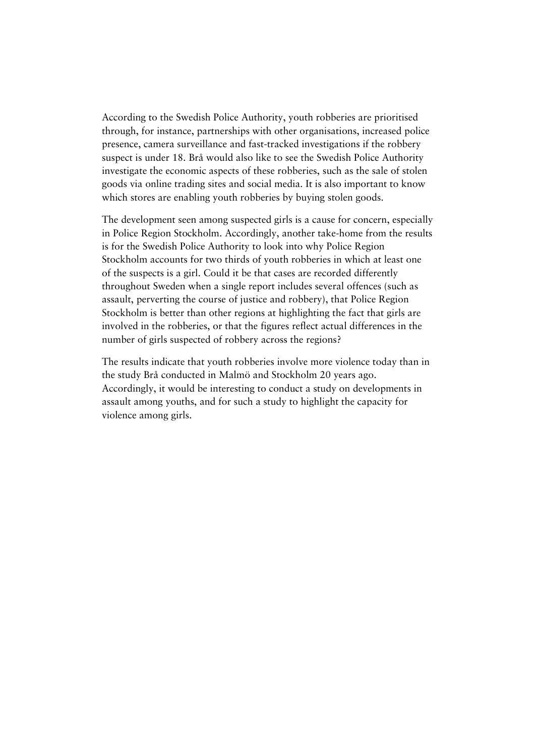According to the Swedish Police Authority, youth robberies are prioritised through, for instance, partnerships with other organisations, increased police presence, camera surveillance and fast-tracked investigations if the robbery suspect is under 18. Brå would also like to see the Swedish Police Authority investigate the economic aspects of these robberies, such as the sale of stolen goods via online trading sites and social media. It is also important to know which stores are enabling youth robberies by buying stolen goods.

The development seen among suspected girls is a cause for concern, especially in Police Region Stockholm. Accordingly, another take-home from the results is for the Swedish Police Authority to look into why Police Region Stockholm accounts for two thirds of youth robberies in which at least one of the suspects is a girl. Could it be that cases are recorded differently throughout Sweden when a single report includes several offences (such as assault, perverting the course of justice and robbery), that Police Region Stockholm is better than other regions at highlighting the fact that girls are involved in the robberies, or that the figures reflect actual differences in the number of girls suspected of robbery across the regions?

The results indicate that youth robberies involve more violence today than in the study Brå conducted in Malmö and Stockholm 20 years ago. Accordingly, it would be interesting to conduct a study on developments in assault among youths, and for such a study to highlight the capacity for violence among girls.